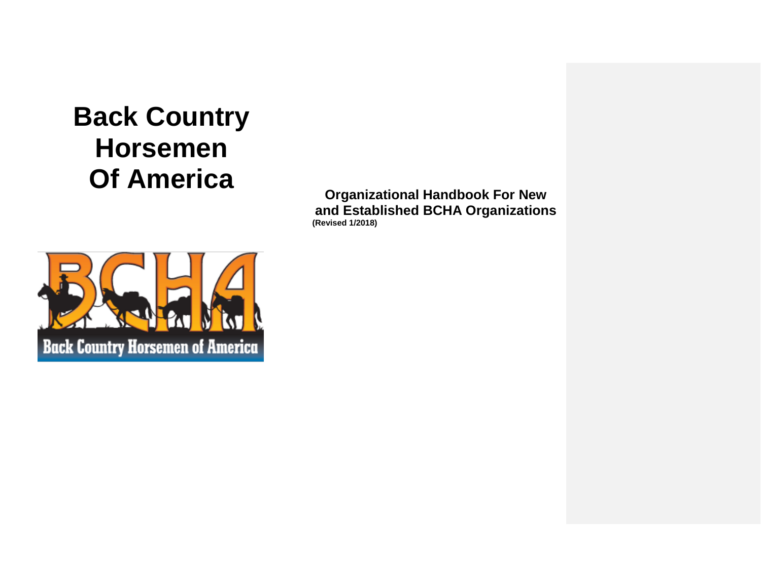# Back Country Horsemen Of America

**Organizational Handbook For New and Established BCHA Organizations**

**(Revised 1/2018)**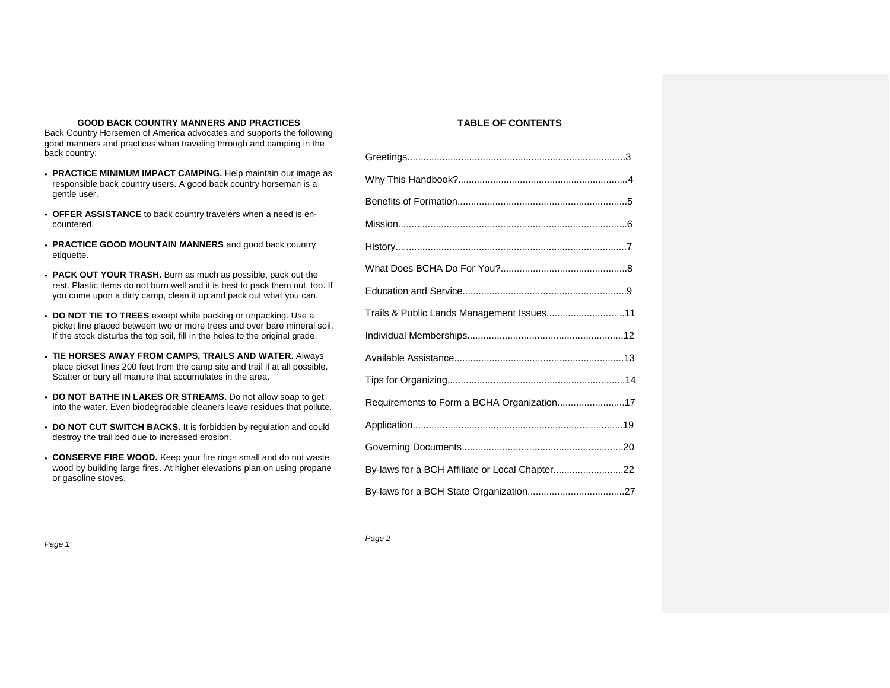## GOOD BACK COUNTRY MANNERS AND PRACTICES

Back Country Horsemen of America advocates and supports the following good manners and practices when traveling through and camping in the back country:

- **PRACTICE MINIMUM IMPACT CAMPING.** Help maintain our image as responsible back country users. A good back country horseman is a gentle user.
- **OFFER ASSISTANCE** to back country travelers when a need is encountered.
- **PRACTICE GOOD MOUNTAIN MANNERS** and good back country etiquette.
- **PACK OUT YOUR TRASH.** Burn as much as possible, pack out the rest. Plastic items do not burn well and it is best to pack them out, too. If you come upon a dirty camp, clean it up and pack out what you can.
- **DO NOT TIE TO TREES** except while packing or unpacking. Use a picket line placed between two or more trees and over bare mineral soil. If the stock disturbs the top soil, fill in the holes to the original grade.
- **TIE HORSES AWAY FROM CAMPS, TRAILS AND WATER.** Always place picket lines 200 feet from the camp site and trail if at all possible. Scatter or bury all manure that accumulates in the area.
- **DO NOT BATHE IN LAKES OR STREAMS.** Do not allow soap to get into the water. Even biodegradable cleaners leave residues that pollute.
- **DO NOT CUT SWITCH BACKS.** It is forbidden by regulation and could destroy the trail bed due to increased erosion.
- **CONSERVE FIRE WOOD.** Keep your fire rings small and do not waste wood by building large fires. At higher elevations plan on using propane or gasoline stoves.

## TABLE OF CONTENTS

Greetings....................................................................................3

Why This Handbook?...............................................................4

Benefits of Formation...............................................................5

Mission.....................................................................................6

History......................................................................................7

What Does BCHA Do For You?...............................................8

Education and Service.............................................................9

Trails & Public Lands Management Issues.............................11

Individual Memberships..........................................................12

Available Assistance...............................................................13

Tips for Organizing..................................................................14

Requirements to Form a BCHA Organization.........................17

Application.............................................................................19

Governing Documents............................................................20

By-laws for a BCH Affiliate or Local Chapter..........................22

By-laws for a BCH State Organization....................................27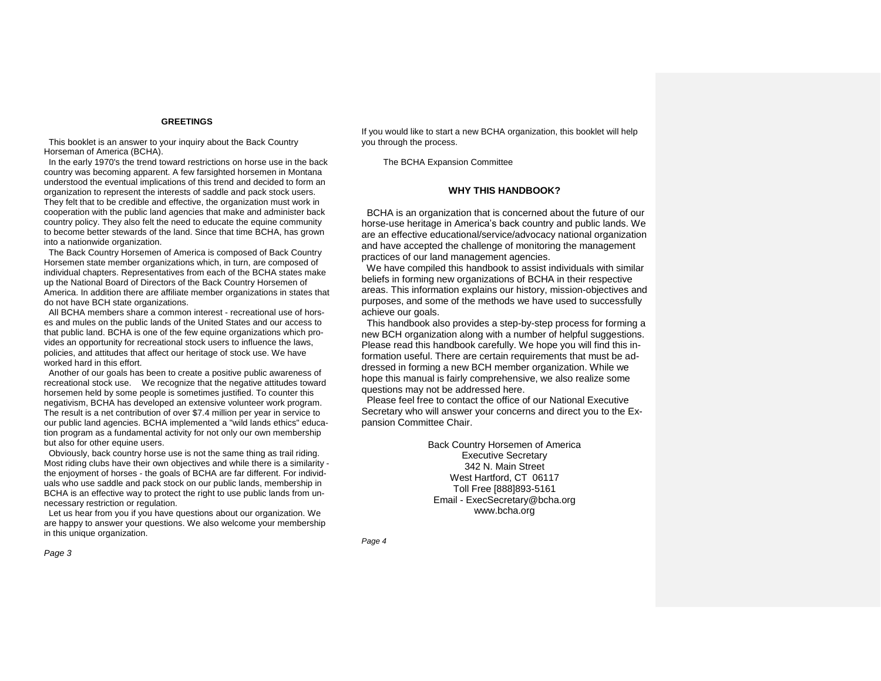## GREETINGS

This booklet is an answer to your inquiry about the Back Country Horseman of America (BCHA).

In the early 1970's the trend toward restrictions on horse use in the back country was becoming apparent. A few farsighted horsemen in Montana understood the eventual implications of this trend and decided to form an organization to represent the interests of saddle and pack stock users. They felt that to be credible and effective, the organization must work in cooperation with the public land agencies that make and administer back country policy. They also felt the need to educate the equine community to become better stewards of the land. Since that time BCHA, has grown into a nationwide organization.

The Back Country Horsemen of America is composed of Back Country Horsemen state member organizations which, in turn, are composed of individual chapters. Representatives from each of the BCHA states make up the National Board of Directors of the Back Country Horsemen of America. In addition there are affiliate member organizations in states that do not have BCH state organizations.

All BCHA members share a common interest - recreational use of horses and mules on the public lands of the United States and our access to that public land. BCHA is one of the few equine organizations which provides an opportunity for recreational stock users to influence the laws, policies, and attitudes that affect our heritage of stock use. We have worked hard in this effort.

Another of our goals has been to create a positive public awareness of recreational stock use. We recognize that the negative attitudes toward horsemen held by some people is sometimes justified. To counter this negativism, BCHA has developed an extensive volunteer work program. The result is a net contribution of over $7.4 million per year in service to our public land agencies. BCHA implemented a "wild lands ethics" education program as a fundamental activity for not only our own membership but also for other equine users.

Obviously, back country horse use is not the same thing as trail riding. Most riding clubs have their own objectives and while there is a similarity - the enjoyment of horses - the goals of BCHA are far different. For individuals who use saddle and pack stock on our public lands, membership in BCHA is an effective way to protect the right to use public lands from unnecessary restriction or regulation.

Let us hear from you if you have questions about our organization. We are happy to answer your questions. We also welcome your membership in this unique organization.

If you would like to start a new BCHA organization, this booklet will help you through the process.

The BCHA Expansion Committee

## WHY THIS HANDBOOK?

BCHA is an organization that is concerned about the future of our horse-use heritage in America's back country and public lands. We are an effective educational/service/advocacy national organization and have accepted the challenge of monitoring the management practices of our land management agencies.

We have compiled this handbook to assist individuals with similar beliefs in forming new organizations of BCHA in their respective areas. This information explains our history, mission-objectives and purposes, and some of the methods we have used to successfully achieve our goals.

This handbook also provides a step-by-step process for forming a new BCH organization along with a number of helpful suggestions. Please read this handbook carefully. We hope you will find this information useful. There are certain requirements that must be addressed in forming a new BCH member organization. While we hope this manual is fairly comprehensive, we also realize some questions may not be addressed here.

Please feel free to contact the office of our National Executive Secretary who will answer your concerns and direct you to the Expansion Committee Chair.

Back Country Horsemen of America
Executive Secretary
342 N. Main Street
West Hartford, CT 06117
Toll Free [888]893-5161
Email - ExecSecretary@bcha.org
www.bcha.org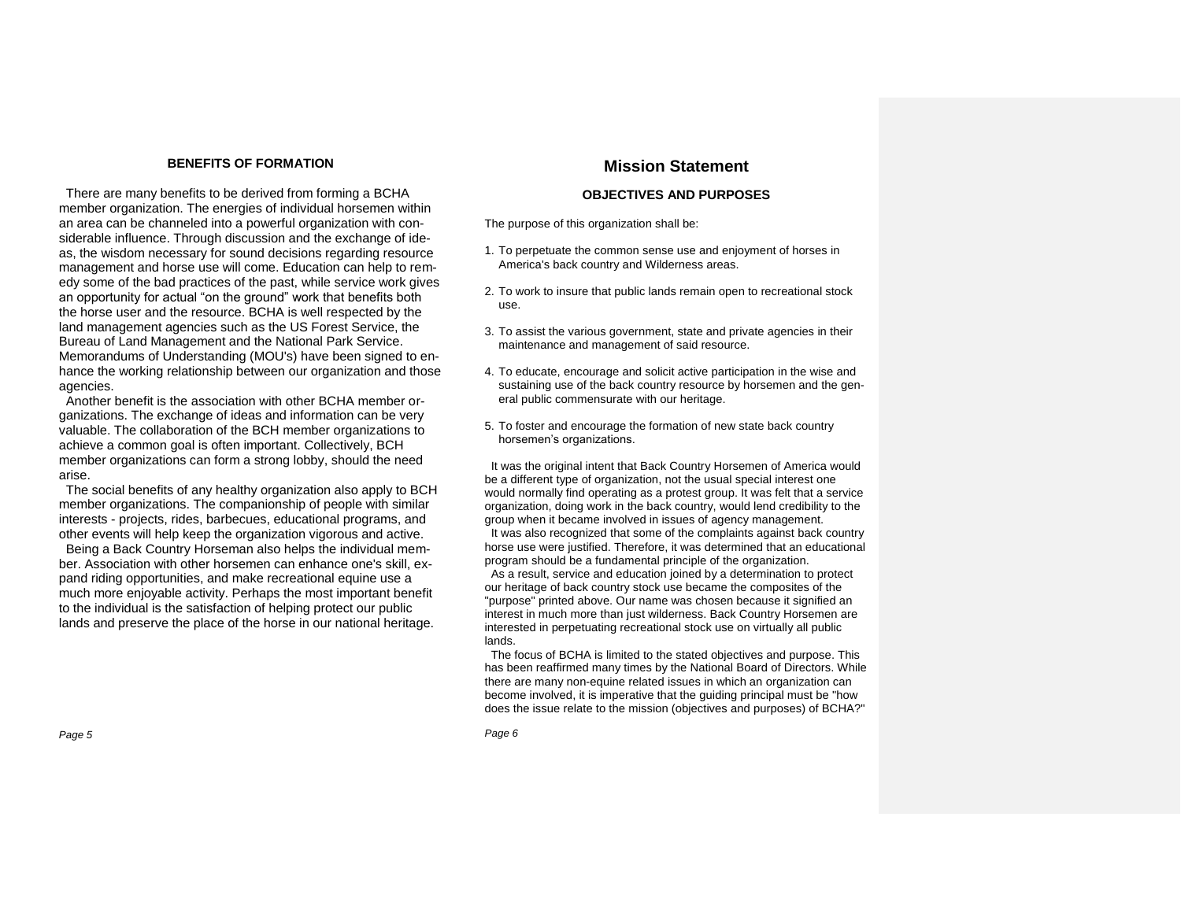## BENEFITS OF FORMATION

There are many benefits to be derived from forming a BCHA member organization. The energies of individual horsemen within an area can be channeled into a powerful organization with considerable influence. Through discussion and the exchange of ideas, the wisdom necessary for sound decisions regarding resource management and horse use will come. Education can help to remedy some of the bad practices of the past, while service work gives an opportunity for actual "on the ground" work that benefits both the horse user and the resource. BCHA is well respected by the land management agencies such as the US Forest Service, the Bureau of Land Management and the National Park Service. Memorandums of Understanding (MOU's) have been signed to enhance the working relationship between our organization and those agencies.

Another benefit is the association with other BCHA member organizations. The exchange of ideas and information can be very valuable. The collaboration of the BCH member organizations to achieve a common goal is often important. Collectively, BCH member organizations can form a strong lobby, should the need arise.

The social benefits of any healthy organization also apply to BCH member organizations. The companionship of people with similar interests - projects, rides, barbecues, educational programs, and other events will help keep the organization vigorous and active.

Being a Back Country Horseman also helps the individual member. Association with other horsemen can enhance one's skill, expand riding opportunities, and make recreational equine use a much more enjoyable activity. Perhaps the most important benefit to the individual is the satisfaction of helping protect our public lands and preserve the place of the horse in our national heritage.

# Mission Statement

## OBJECTIVES AND PURPOSES

The purpose of this organization shall be:

1. To perpetuate the common sense use and enjoyment of horses in America's back country and Wilderness areas.
2. To work to insure that public lands remain open to recreational stock use.
3. To assist the various government, state and private agencies in their maintenance and management of said resource.
4. To educate, encourage and solicit active participation in the wise and sustaining use of the back country resource by horsemen and the general public commensurate with our heritage.
5. To foster and encourage the formation of new state back country horsemen's organizations.

It was the original intent that Back Country Horsemen of America would be a different type of organization, not the usual special interest one would normally find operating as a protest group. It was felt that a service organization, doing work in the back country, would lend credibility to the group when it became involved in issues of agency management.

It was also recognized that some of the complaints against back country horse use were justified. Therefore, it was determined that an educational program should be a fundamental principle of the organization.

As a result, service and education joined by a determination to protect our heritage of back country stock use became the composites of the "purpose" printed above. Our name was chosen because it signified an interest in much more than just wilderness. Back Country Horsemen are interested in perpetuating recreational stock use on virtually all public lands.

The focus of BCHA is limited to the stated objectives and purpose. This has been reaffirmed many times by the National Board of Directors. While there are many non-equine related issues in which an organization can become involved, it is imperative that the guiding principal must be "how does the issue relate to the mission (objectives and purposes) of BCHA?"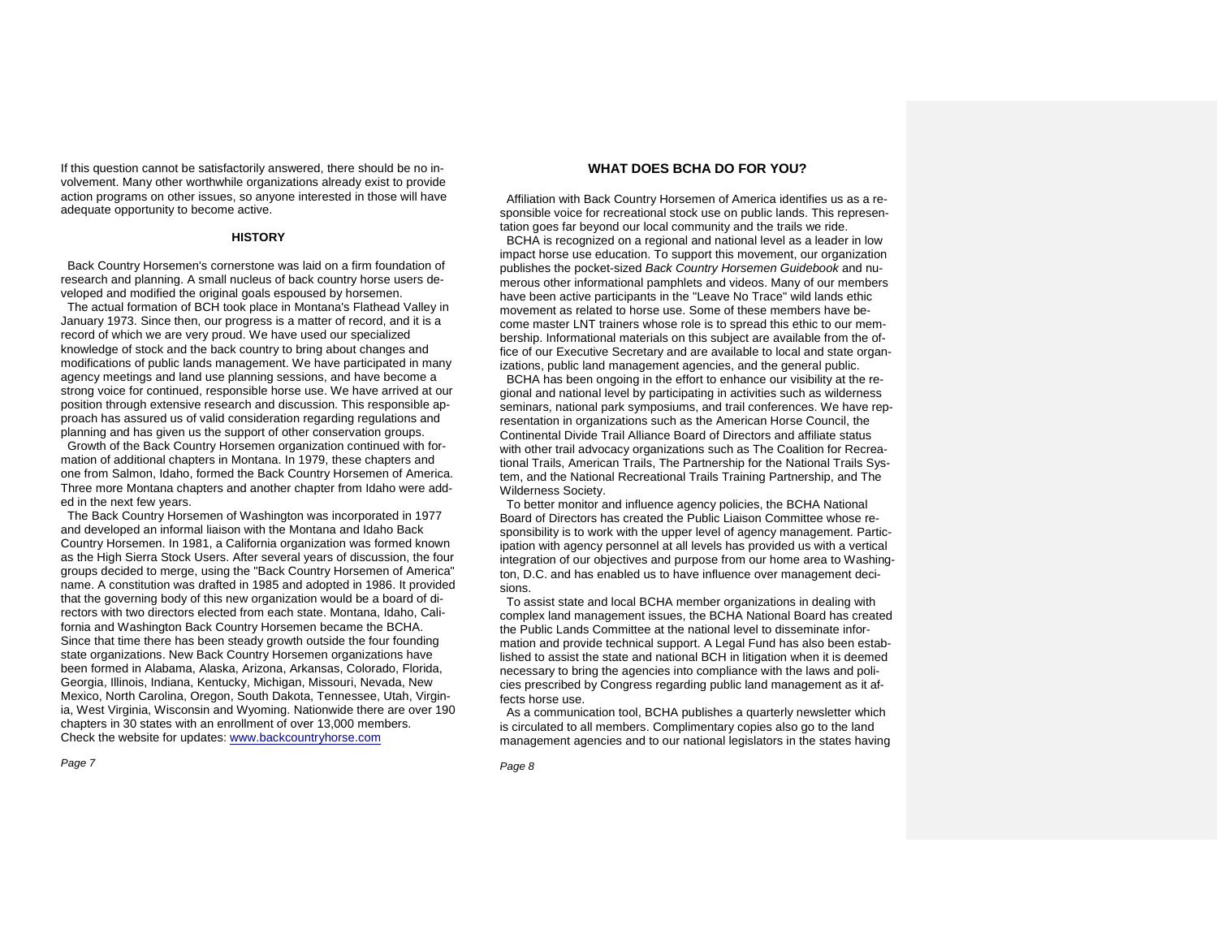If this question cannot be satisfactorily answered, there should be no involvement. Many other worthwhile organizations already exist to provide action programs on other issues, so anyone interested in those will have adequate opportunity to become active.

## HISTORY

Back Country Horsemen's cornerstone was laid on a firm foundation of research and planning. A small nucleus of back country horse users developed and modified the original goals espoused by horsemen.

The actual formation of BCH took place in Montana's Flathead Valley in January 1973. Since then, our progress is a matter of record, and it is a record of which we are very proud. We have used our specialized knowledge of stock and the back country to bring about changes and modifications of public lands management. We have participated in many agency meetings and land use planning sessions, and have become a strong voice for continued, responsible horse use. We have arrived at our position through extensive research and discussion. This responsible approach has assured us of valid consideration regarding regulations and planning and has given us the support of other conservation groups.

Growth of the Back Country Horsemen organization continued with formation of additional chapters in Montana. In 1979, these chapters and one from Salmon, Idaho, formed the Back Country Horsemen of America. Three more Montana chapters and another chapter from Idaho were added in the next few years.

The Back Country Horsemen of Washington was incorporated in 1977 and developed an informal liaison with the Montana and Idaho Back Country Horsemen. In 1981, a California organization was formed known as the High Sierra Stock Users. After several years of discussion, the four groups decided to merge, using the "Back Country Horsemen of America" name. A constitution was drafted in 1985 and adopted in 1986. It provided that the governing body of this new organization would be a board of directors with two directors elected from each state. Montana, Idaho, California and Washington Back Country Horsemen became the BCHA. Since that time there has been steady growth outside the four founding state organizations. New Back Country Horsemen organizations have been formed in Alabama, Alaska, Arizona, Arkansas, Colorado, Florida, Georgia, Illinois, Indiana, Kentucky, Michigan, Missouri, Nevada, New Mexico, North Carolina, Oregon, South Dakota, Tennessee, Utah, Virginia, West Virginia, Wisconsin and Wyoming. Nationwide there are over 190 chapters in 30 states with an enrollment of over 13,000 members. Check the website for updates: www.backcountryhorse.com

## WHAT DOES BCHA DO FOR YOU?

Affiliation with Back Country Horsemen of America identifies us as a responsible voice for recreational stock use on public lands. This representation goes far beyond our local community and the trails we ride.

BCHA is recognized on a regional and national level as a leader in low impact horse use education. To support this movement, our organization publishes the pocket-sized *Back Country Horsemen Guidebook* and numerous other informational pamphlets and videos. Many of our members have been active participants in the "Leave No Trace" wild lands ethic movement as related to horse use. Some of these members have become master LNT trainers whose role is to spread this ethic to our membership. Informational materials on this subject are available from the office of our Executive Secretary and are available to local and state organizations, public land management agencies, and the general public.

BCHA has been ongoing in the effort to enhance our visibility at the regional and national level by participating in activities such as wilderness seminars, national park symposiums, and trail conferences. We have representation in organizations such as the American Horse Council, the Continental Divide Trail Alliance Board of Directors and affiliate status with other trail advocacy organizations such as The Coalition for Recreational Trails, American Trails, The Partnership for the National Trails System, and the National Recreational Trails Training Partnership, and The Wilderness Society.

To better monitor and influence agency policies, the BCHA National Board of Directors has created the Public Liaison Committee whose responsibility is to work with the upper level of agency management. Participation with agency personnel at all levels has provided us with a vertical integration of our objectives and purpose from our home area to Washington, D.C. and has enabled us to have influence over management decisions.

To assist state and local BCHA member organizations in dealing with complex land management issues, the BCHA National Board has created the Public Lands Committee at the national level to disseminate information and provide technical support. A Legal Fund has also been established to assist the state and national BCH in litigation when it is deemed necessary to bring the agencies into compliance with the laws and policies prescribed by Congress regarding public land management as it affects horse use.

As a communication tool, BCHA publishes a quarterly newsletter which is circulated to all members. Complimentary copies also go to the land management agencies and to our national legislators in the states having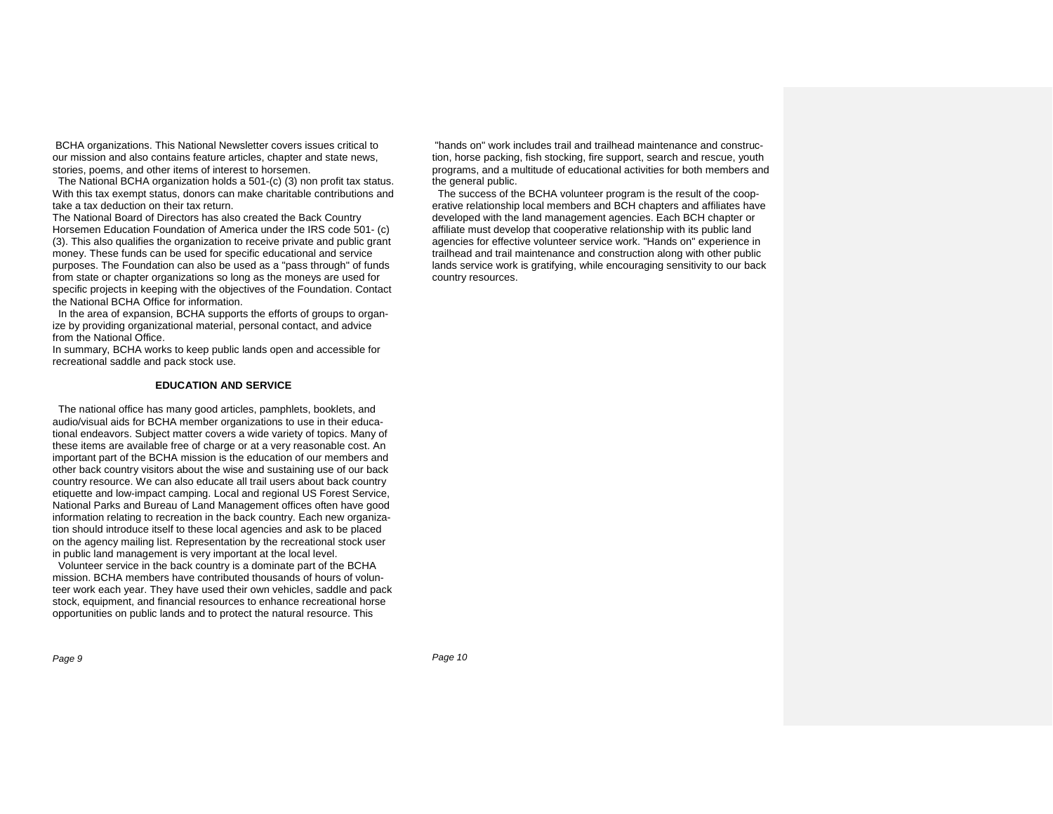BCHA organizations. This National Newsletter covers issues critical to our mission and also contains feature articles, chapter and state news, stories, poems, and other items of interest to horsemen.

The National BCHA organization holds a 501-(c) (3) non profit tax status. With this tax exempt status, donors can make charitable contributions and take a tax deduction on their tax return.

The National Board of Directors has also created the Back Country Horsemen Education Foundation of America under the IRS code 501- (c) (3). This also qualifies the organization to receive private and public grant money. These funds can be used for specific educational and service purposes. The Foundation can also be used as a "pass through" of funds from state or chapter organizations so long as the moneys are used for specific projects in keeping with the objectives of the Foundation. Contact the National BCHA Office for information.

In the area of expansion, BCHA supports the efforts of groups to organize by providing organizational material, personal contact, and advice from the National Office.

In summary, BCHA works to keep public lands open and accessible for recreational saddle and pack stock use.

## EDUCATION AND SERVICE

The national office has many good articles, pamphlets, booklets, and audio/visual aids for BCHA member organizations to use in their educational endeavors. Subject matter covers a wide variety of topics. Many of these items are available free of charge or at a very reasonable cost. An important part of the BCHA mission is the education of our members and other back country visitors about the wise and sustaining use of our back country resource. We can also educate all trail users about back country etiquette and low-impact camping. Local and regional US Forest Service, National Parks and Bureau of Land Management offices often have good information relating to recreation in the back country. Each new organization should introduce itself to these local agencies and ask to be placed on the agency mailing list. Representation by the recreational stock user in public land management is very important at the local level.

Volunteer service in the back country is a dominate part of the BCHA mission. BCHA members have contributed thousands of hours of volunteer work each year. They have used their own vehicles, saddle and pack stock, equipment, and financial resources to enhance recreational horse opportunities on public lands and to protect the natural resource. This "hands on" work includes trail and trailhead maintenance and construction, horse packing, fish stocking, fire support, search and rescue, youth programs, and a multitude of educational activities for both members and the general public.

The success of the BCHA volunteer program is the result of the cooperative relationship local members and BCH chapters and affiliates have developed with the land management agencies. Each BCH chapter or affiliate must develop that cooperative relationship with its public land agencies for effective volunteer service work. "Hands on" experience in trailhead and trail maintenance and construction along with other public lands service work is gratifying, while encouraging sensitivity to our back country resources.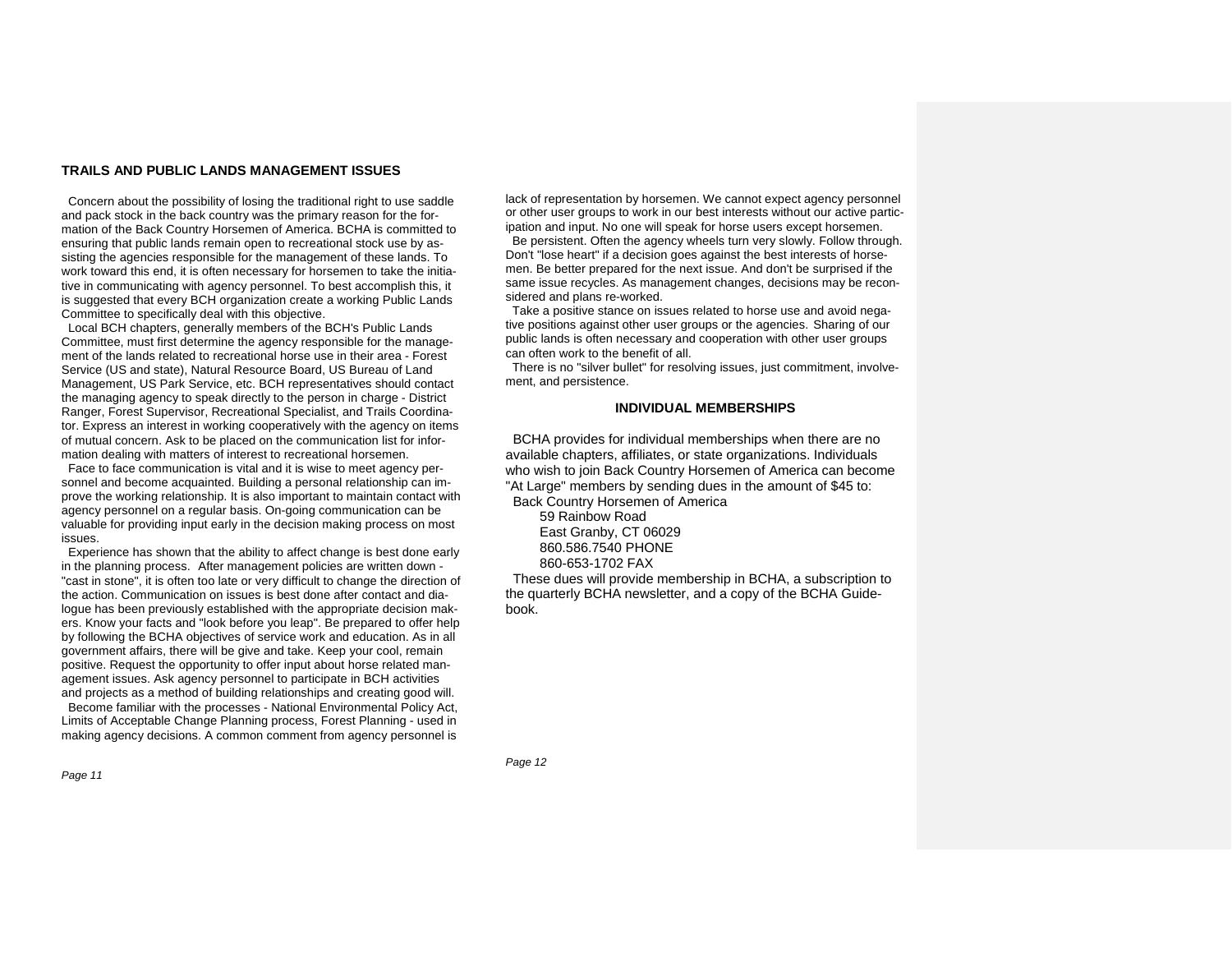## TRAILS AND PUBLIC LANDS MANAGEMENT ISSUES

Concern about the possibility of losing the traditional right to use saddle and pack stock in the back country was the primary reason for the formation of the Back Country Horsemen of America. BCHA is committed to ensuring that public lands remain open to recreational stock use by assisting the agencies responsible for the management of these lands. To work toward this end, it is often necessary for horsemen to take the initiative in communicating with agency personnel. To best accomplish this, it is suggested that every BCH organization create a working Public Lands Committee to specifically deal with this objective.

Local BCH chapters, generally members of the BCH's Public Lands Committee, must first determine the agency responsible for the management of the lands related to recreational horse use in their area - Forest Service (US and state), Natural Resource Board, US Bureau of Land Management, US Park Service, etc. BCH representatives should contact the managing agency to speak directly to the person in charge - District Ranger, Forest Supervisor, Recreational Specialist, and Trails Coordinator. Express an interest in working cooperatively with the agency on items of mutual concern. Ask to be placed on the communication list for information dealing with matters of interest to recreational horsemen.

Face to face communication is vital and it is wise to meet agency personnel and become acquainted. Building a personal relationship can improve the working relationship. It is also important to maintain contact with agency personnel on a regular basis. On-going communication can be valuable for providing input early in the decision making process on most issues.

Experience has shown that the ability to affect change is best done early in the planning process. After management policies are written down - "cast in stone", it is often too late or very difficult to change the direction of the action. Communication on issues is best done after contact and dialogue has been previously established with the appropriate decision makers. Know your facts and "look before you leap". Be prepared to offer help by following the BCHA objectives of service work and education. As in all government affairs, there will be give and take. Keep your cool, remain positive. Request the opportunity to offer input about horse related management issues. Ask agency personnel to participate in BCH activities and projects as a method of building relationships and creating good will.

Become familiar with the processes - National Environmental Policy Act, Limits of Acceptable Change Planning process, Forest Planning - used in making agency decisions. A common comment from agency personnel is lack of representation by horsemen. We cannot expect agency personnel or other user groups to work in our best interests without our active participation and input. No one will speak for horse users except horsemen.

Be persistent. Often the agency wheels turn very slowly. Follow through. Don't "lose heart" if a decision goes against the best interests of horsemen. Be better prepared for the next issue. And don't be surprised if the same issue recycles. As management changes, decisions may be reconsidered and plans re-worked.

Take a positive stance on issues related to horse use and avoid negative positions against other user groups or the agencies. Sharing of our public lands is often necessary and cooperation with other user groups can often work to the benefit of all.

There is no "silver bullet" for resolving issues, just commitment, involvement, and persistence.

## INDIVIDUAL MEMBERSHIPS

BCHA provides for individual memberships when there are no available chapters, affiliates, or state organizations. Individuals who wish to join Back Country Horsemen of America can become "At Large" members by sending dues in the amount of $45 to:

Back Country Horsemen of America
59 Rainbow Road
East Granby, CT 06029
860.586.7540 PHONE
860-653-1702 FAX

These dues will provide membership in BCHA, a subscription to the quarterly BCHA newsletter, and a copy of the BCHA Guidebook.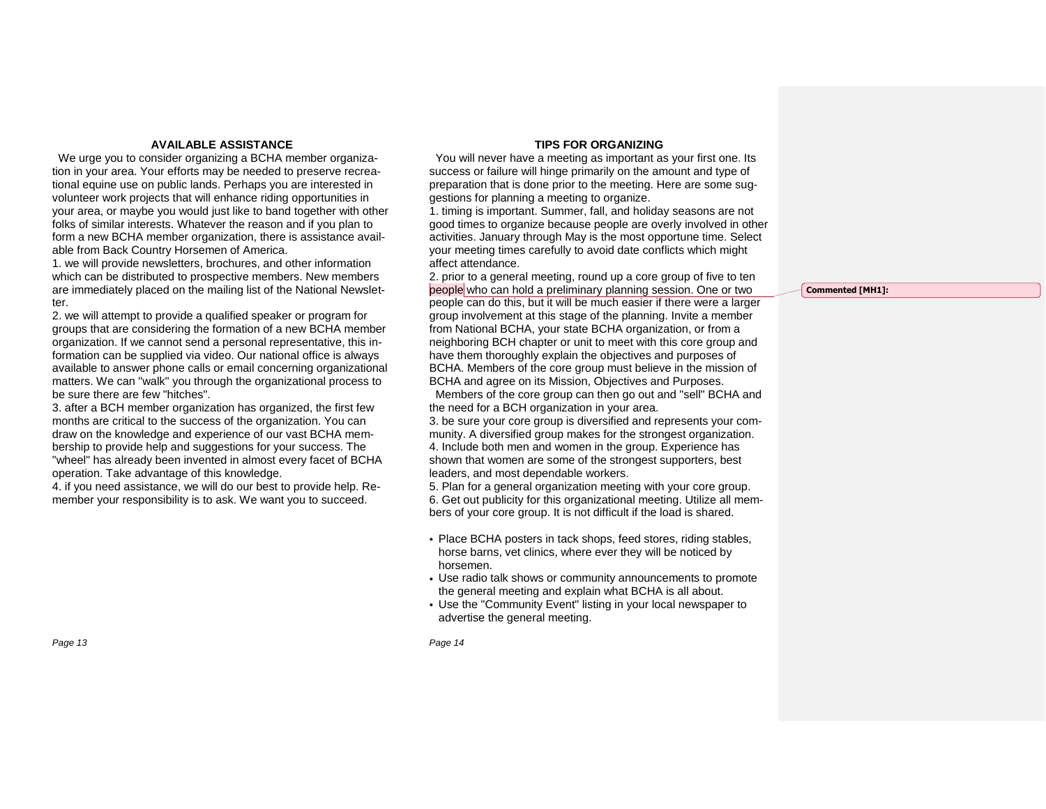## AVAILABLE ASSISTANCE

We urge you to consider organizing a BCHA member organization in your area. Your efforts may be needed to preserve recreational equine use on public lands. Perhaps you are interested in volunteer work projects that will enhance riding opportunities in your area, or maybe you would just like to band together with other folks of similar interests. Whatever the reason and if you plan to form a new BCHA member organization, there is assistance available from Back Country Horsemen of America.

1. we will provide newsletters, brochures, and other information which can be distributed to prospective members. New members are immediately placed on the mailing list of the National Newsletter.
2. we will attempt to provide a qualified speaker or program for groups that are considering the formation of a new BCHA member organization. If we cannot send a personal representative, this information can be supplied via video. Our national office is always available to answer phone calls or email concerning organizational matters. We can "walk" you through the organizational process to be sure there are few "hitches".
3. after a BCH member organization has organized, the first few months are critical to the success of the organization. You can draw on the knowledge and experience of our vast BCHA membership to provide help and suggestions for your success. The "wheel" has already been invented in almost every facet of BCHA operation. Take advantage of this knowledge.
4. if you need assistance, we will do our best to provide help. Remember your responsibility is to ask. We want you to succeed.

## TIPS FOR ORGANIZING

You will never have a meeting as important as your first one. Its success or failure will hinge primarily on the amount and type of preparation that is done prior to the meeting. Here are some suggestions for planning a meeting to organize.

1. timing is important. Summer, fall, and holiday seasons are not good times to organize because people are overly involved in other activities. January through May is the most opportune time. Select your meeting times carefully to avoid date conflicts which might affect attendance.
2. prior to a general meeting, round up a core group of five to ten people who can hold a preliminary planning session. One or two people can do this, but it will be much easier if there were a larger group involvement at this stage of the planning. Invite a member from National BCHA, your state BCHA organization, or from a neighboring BCH chapter or unit to meet with this core group and have them thoroughly explain the objectives and purposes of BCHA. Members of the core group must believe in the mission of BCHA and agree on its Mission, Objectives and Purposes.

   Members of the core group can then go out and "sell" BCHA and the need for a BCH organization in your area.
3. be sure your core group is diversified and represents your community. A diversified group makes for the strongest organization.
4. Include both men and women in the group. Experience has shown that women are some of the strongest supporters, best leaders, and most dependable workers.
5. Plan for a general organization meeting with your core group.
6. Get out publicity for this organizational meeting. Utilize all members of your core group. It is not difficult if the load is shared.

- Place BCHA posters in tack shops, feed stores, riding stables, horse barns, vet clinics, where ever they will be noticed by horsemen.
- Use radio talk shows or community announcements to promote the general meeting and explain what BCHA is all about.
- Use the "Community Event" listing in your local newspaper to advertise the general meeting.

Commented [MH1]: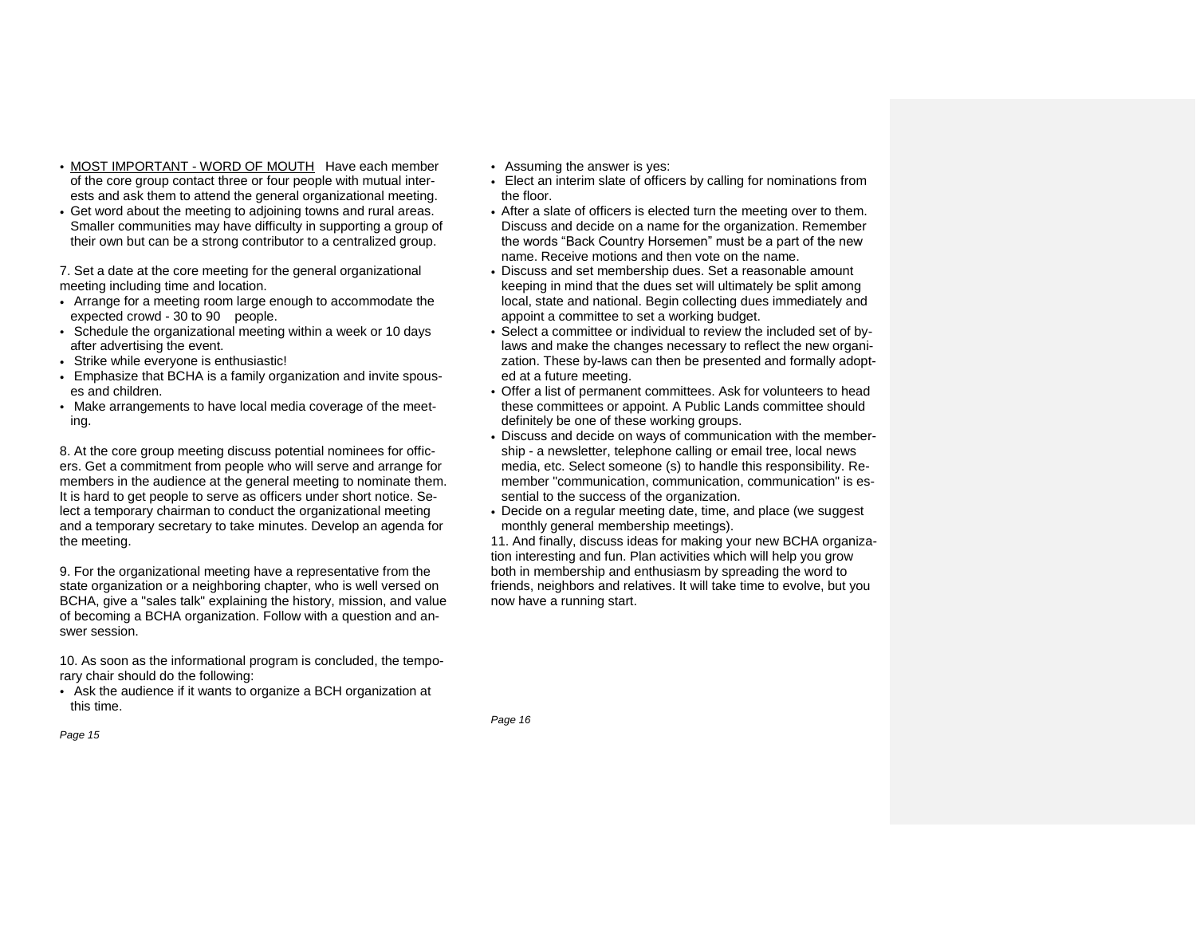- <u>MOST IMPORTANT - WORD OF MOUTH</u> Have each member of the core group contact three or four people with mutual interests and ask them to attend the general organizational meeting.
- Get word about the meeting to adjoining towns and rural areas. Smaller communities may have difficulty in supporting a group of their own but can be a strong contributor to a centralized group.

7. Set a date at the core meeting for the general organizational meeting including time and location.

- Arrange for a meeting room large enough to accommodate the expected crowd - 30 to 90 people.
- Schedule the organizational meeting within a week or 10 days after advertising the event.
- Strike while everyone is enthusiastic!
- Emphasize that BCHA is a family organization and invite spouses and children.
- Make arrangements to have local media coverage of the meeting.

8. At the core group meeting discuss potential nominees for officers. Get a commitment from people who will serve and arrange for members in the audience at the general meeting to nominate them. It is hard to get people to serve as officers under short notice. Select a temporary chairman to conduct the organizational meeting and a temporary secretary to take minutes. Develop an agenda for the meeting.

9. For the organizational meeting have a representative from the state organization or a neighboring chapter, who is well versed on BCHA, give a "sales talk" explaining the history, mission, and value of becoming a BCHA organization. Follow with a question and answer session.

10. As soon as the informational program is concluded, the temporary chair should do the following:

- Ask the audience if it wants to organize a BCH organization at this time.
- Assuming the answer is yes:
- Elect an interim slate of officers by calling for nominations from the floor.
- After a slate of officers is elected turn the meeting over to them. Discuss and decide on a name for the organization. Remember the words "Back Country Horsemen" must be a part of the new name. Receive motions and then vote on the name.
- Discuss and set membership dues. Set a reasonable amount keeping in mind that the dues set will ultimately be split among local, state and national. Begin collecting dues immediately and appoint a committee to set a working budget.
- Select a committee or individual to review the included set of by-laws and make the changes necessary to reflect the new organization. These by-laws can then be presented and formally adopted at a future meeting.
- Offer a list of permanent committees. Ask for volunteers to head these committees or appoint. A Public Lands committee should definitely be one of these working groups.
- Discuss and decide on ways of communication with the membership - a newsletter, telephone calling or email tree, local news media, etc. Select someone (s) to handle this responsibility. Remember "communication, communication, communication" is essential to the success of the organization.
- Decide on a regular meeting date, time, and place (we suggest monthly general membership meetings).

11. And finally, discuss ideas for making your new BCHA organization interesting and fun. Plan activities which will help you grow both in membership and enthusiasm by spreading the word to friends, neighbors and relatives. It will take time to evolve, but you now have a running start.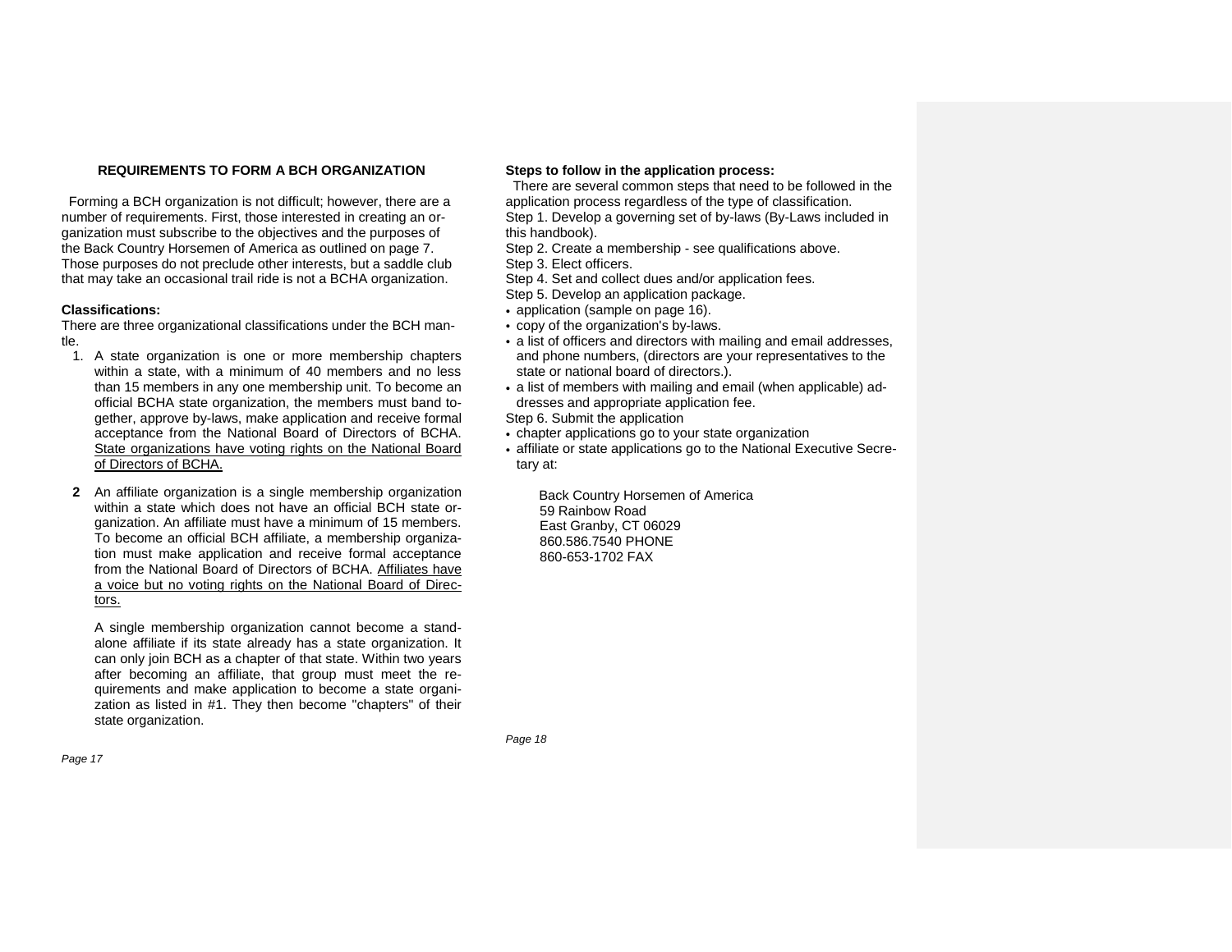## REQUIREMENTS TO FORM A BCH ORGANIZATION

Forming a BCH organization is not difficult; however, there are a number of requirements. First, those interested in creating an organization must subscribe to the objectives and the purposes of the Back Country Horsemen of America as outlined on page 7. Those purposes do not preclude other interests, but a saddle club that may take an occasional trail ride is not a BCHA organization.

**Classifications:**

There are three organizational classifications under the BCH mantle.

1. A state organization is one or more membership chapters within a state, with a minimum of 40 members and no less than 15 members in any one membership unit. To become an official BCHA state organization, the members must band together, approve by-laws, make application and receive formal acceptance from the National Board of Directors of BCHA. <u>State organizations have voting rights on the National Board of Directors of BCHA.</u>

2. An affiliate organization is a single membership organization within a state which does not have an official BCH state organization. An affiliate must have a minimum of 15 members. To become an official BCH affiliate, a membership organization must make application and receive formal acceptance from the National Board of Directors of BCHA. <u>Affiliates have a voice but no voting rights on the National Board of Directors.</u>

   A single membership organization cannot become a stand-alone affiliate if its state already has a state organization. It can only join BCH as a chapter of that state. Within two years after becoming an affiliate, that group must meet the requirements and make application to become a state organization as listed in #1. They then become "chapters" of their state organization.

**Steps to follow in the application process:**

There are several common steps that need to be followed in the application process regardless of the type of classification.

Step 1. Develop a governing set of by-laws (By-Laws included in this handbook).

Step 2. Create a membership - see qualifications above.

Step 3. Elect officers.

Step 4. Set and collect dues and/or application fees.

Step 5. Develop an application package.

- application (sample on page 16).
- copy of the organization's by-laws.
- a list of officers and directors with mailing and email addresses, and phone numbers, (directors are your representatives to the state or national board of directors.).
- a list of members with mailing and email (when applicable) addresses and appropriate application fee.

Step 6. Submit the application

- chapter applications go to your state organization
- affiliate or state applications go to the National Executive Secretary at:

Back Country Horsemen of America
59 Rainbow Road
East Granby, CT 06029
860.586.7540 PHONE
860-653-1702 FAX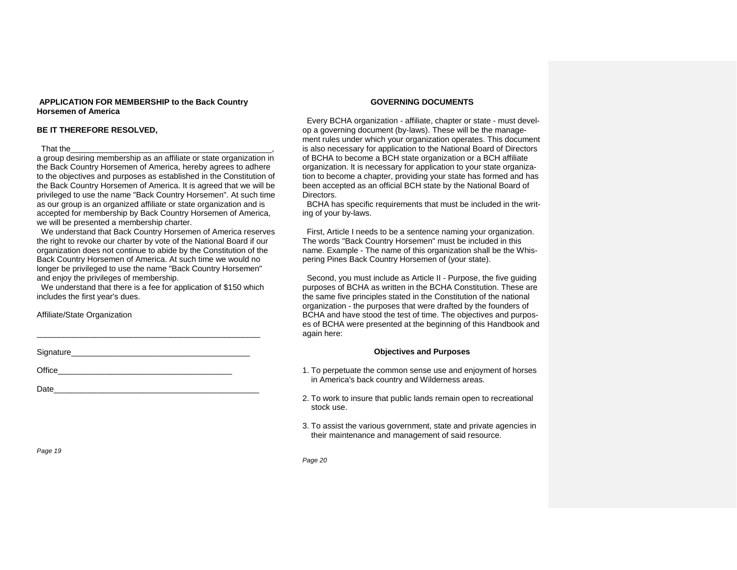**APPLICATION FOR MEMBERSHIP to the Back Country Horsemen of America**

**BE IT THEREFORE RESOLVED,**

That the_____________________________________________, a group desiring membership as an affiliate or state organization in the Back Country Horsemen of America, hereby agrees to adhere to the objectives and purposes as established in the Constitution of the Back Country Horsemen of America. It is agreed that we will be privileged to use the name "Back Country Horsemen". At such time as our group is an organized affiliate or state organization and is accepted for membership by Back Country Horsemen of America, we will be presented a membership charter.

We understand that Back Country Horsemen of America reserves the right to revoke our charter by vote of the National Board if our organization does not continue to abide by the Constitution of the Back Country Horsemen of America. At such time we would no longer be privileged to use the name "Back Country Horsemen" and enjoy the privileges of membership.

We understand that there is a fee for application of $150 which includes the first year's dues.

Affiliate/State Organization

____________________________________________________

Signature________________________________________

Office_______________________________________

Date_______________________________________________

**GOVERNING DOCUMENTS**

Every BCHA organization - affiliate, chapter or state - must develop a governing document (by-laws). These will be the management rules under which your organization operates. This document is also necessary for application to the National Board of Directors of BCHA to become a BCH state organization or a BCH affiliate organization. It is necessary for application to your state organization to become a chapter, providing your state has formed and has been accepted as an official BCH state by the National Board of Directors.

BCHA has specific requirements that must be included in the writing of your by-laws.

First, Article I needs to be a sentence naming your organization. The words "Back Country Horsemen" must be included in this name. Example - The name of this organization shall be the Whispering Pines Back Country Horsemen of (your state).

Second, you must include as Article II - Purpose, the five guiding purposes of BCHA as written in the BCHA Constitution. These are the same five principles stated in the Constitution of the national organization - the purposes that were drafted by the founders of BCHA and have stood the test of time. The objectives and purposes of BCHA were presented at the beginning of this Handbook and again here:

**Objectives and Purposes**

1. To perpetuate the common sense use and enjoyment of horses in America's back country and Wilderness areas.
2. To work to insure that public lands remain open to recreational stock use.
3. To assist the various government, state and private agencies in their maintenance and management of said resource.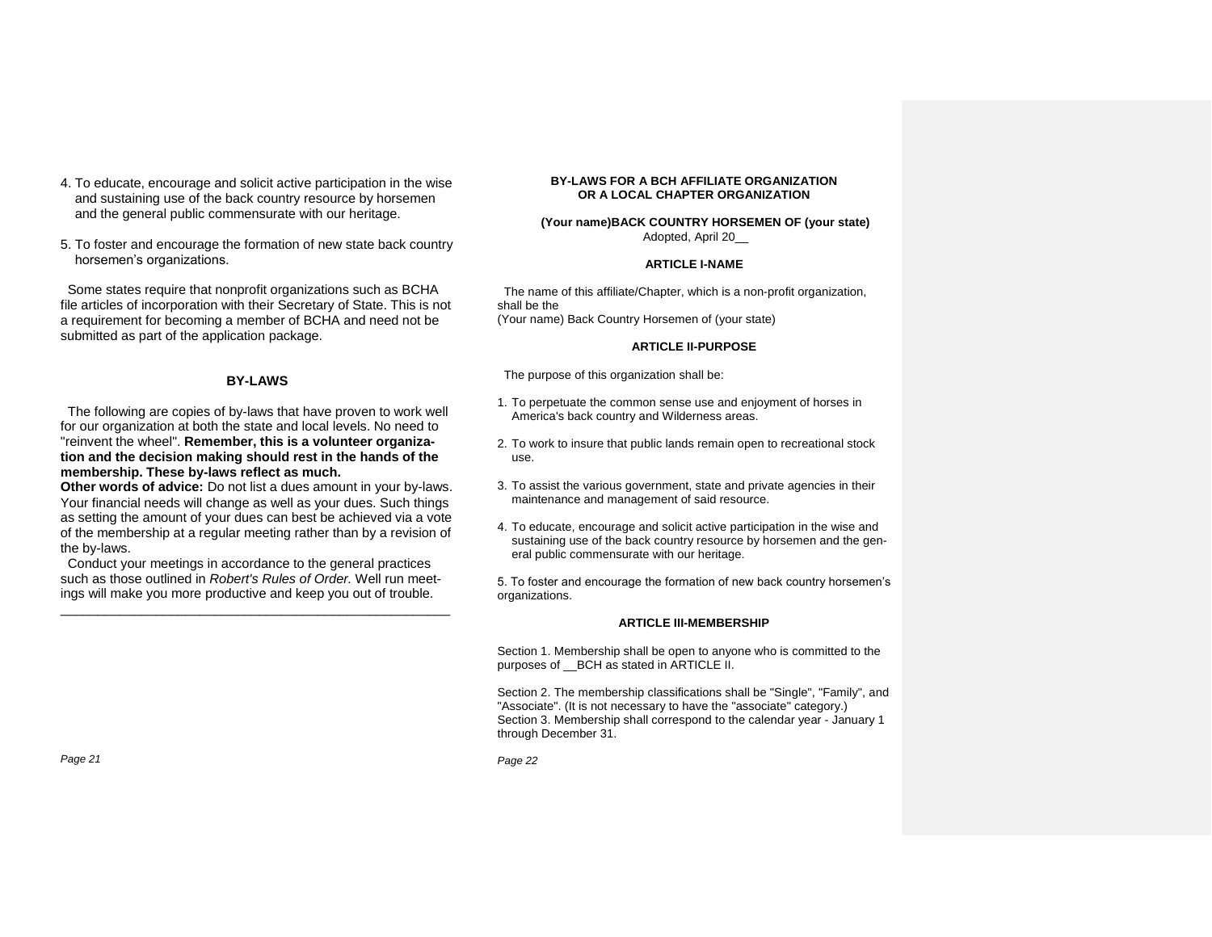4. To educate, encourage and solicit active participation in the wise and sustaining use of the back country resource by horsemen and the general public commensurate with our heritage.

5. To foster and encourage the formation of new state back country horsemen's organizations.

Some states require that nonprofit organizations such as BCHA file articles of incorporation with their Secretary of State. This is not a requirement for becoming a member of BCHA and need not be submitted as part of the application package.

## BY-LAWS

The following are copies of by-laws that have proven to work well for our organization at both the state and local levels. No need to "reinvent the wheel". **Remember, this is a volunteer organization and the decision making should rest in the hands of the membership. These by-laws reflect as much.**

**Other words of advice:** Do not list a dues amount in your by-laws. Your financial needs will change as well as your dues. Such things as setting the amount of your dues can best be achieved via a vote of the membership at a regular meeting rather than by a revision of the by-laws.

Conduct your meetings in accordance to the general practices such as those outlined in *Robert's Rules of Order*. Well run meetings will make you more productive and keep you out of trouble.

---

## BY-LAWS FOR A BCH AFFILIATE ORGANIZATION OR A LOCAL CHAPTER ORGANIZATION

**(Your name)BACK COUNTRY HORSEMEN OF (your state)**
Adopted, April 20__

### ARTICLE I-NAME

The name of this affiliate/Chapter, which is a non-profit organization, shall be the
(Your name) Back Country Horsemen of (your state)

### ARTICLE II-PURPOSE

The purpose of this organization shall be:

1. To perpetuate the common sense use and enjoyment of horses in America's back country and Wilderness areas.

2. To work to insure that public lands remain open to recreational stock use.

3. To assist the various government, state and private agencies in their maintenance and management of said resource.

4. To educate, encourage and solicit active participation in the wise and sustaining use of the back country resource by horsemen and the general public commensurate with our heritage.

5. To foster and encourage the formation of new back country horsemen's organizations.

### ARTICLE III-MEMBERSHIP

Section 1. Membership shall be open to anyone who is committed to the purposes of __BCH as stated in ARTICLE II.

Section 2. The membership classifications shall be "Single", "Family", and "Associate". (It is not necessary to have the "associate" category.)
Section 3. Membership shall correspond to the calendar year - January 1 through December 31.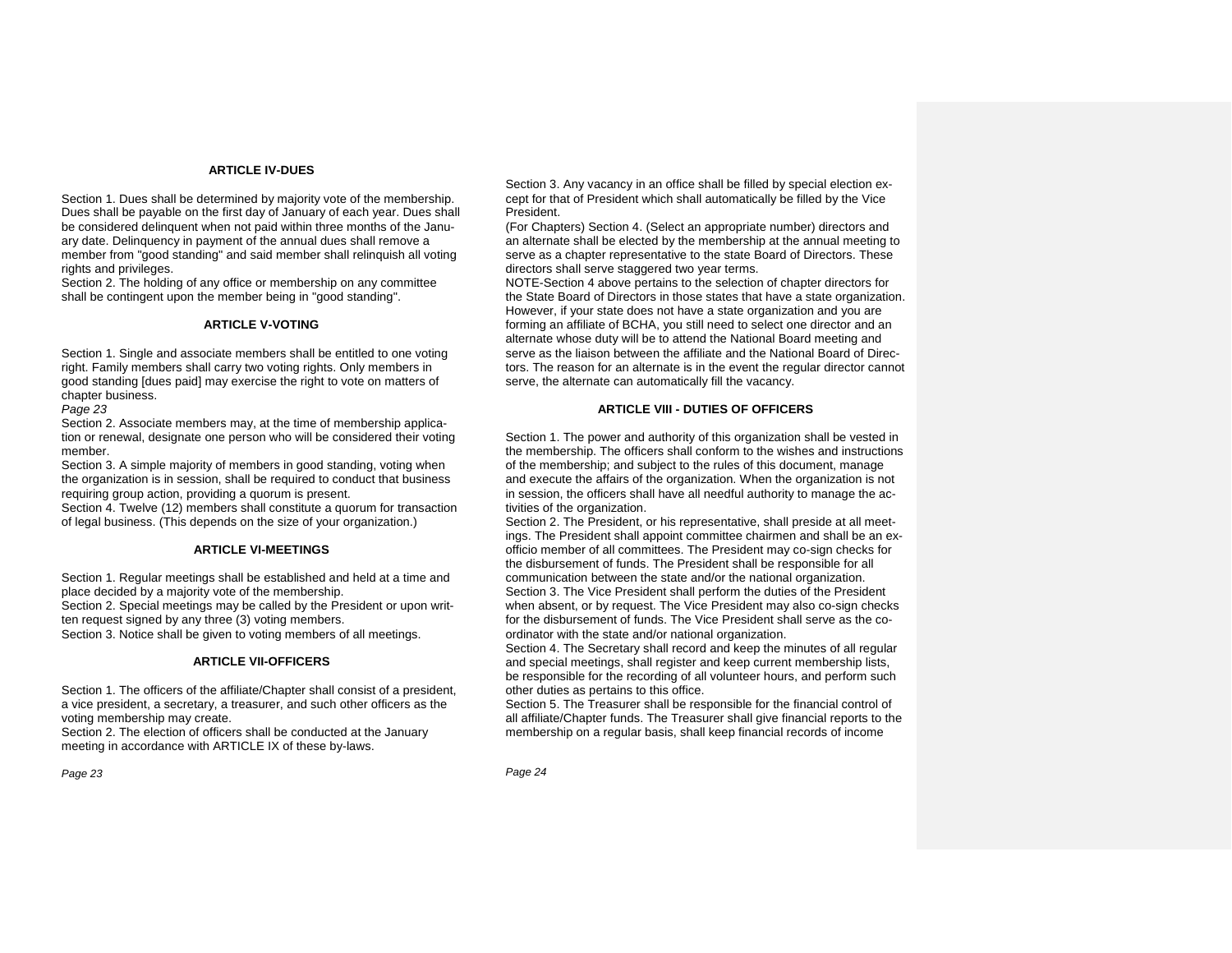**ARTICLE IV-DUES**

Section 1. Dues shall be determined by majority vote of the membership. Dues shall be payable on the first day of January of each year. Dues shall be considered delinquent when not paid within three months of the January date. Delinquency in payment of the annual dues shall remove a member from "good standing" and said member shall relinquish all voting rights and privileges.
Section 2. The holding of any office or membership on any committee shall be contingent upon the member being in "good standing".

**ARTICLE V-VOTING**

Section 1. Single and associate members shall be entitled to one voting right. Family members shall carry two voting rights. Only members in good standing [dues paid] may exercise the right to vote on matters of chapter business.
Section 2. Associate members may, at the time of membership application or renewal, designate one person who will be considered their voting member.
Section 3. A simple majority of members in good standing, voting when the organization is in session, shall be required to conduct that business requiring group action, providing a quorum is present.
Section 4. Twelve (12) members shall constitute a quorum for transaction of legal business. (This depends on the size of your organization.)

**ARTICLE VI-MEETINGS**

Section 1. Regular meetings shall be established and held at a time and place decided by a majority vote of the membership.
Section 2. Special meetings may be called by the President or upon written request signed by any three (3) voting members.
Section 3. Notice shall be given to voting members of all meetings.

**ARTICLE VII-OFFICERS**

Section 1. The officers of the affiliate/Chapter shall consist of a president, a vice president, a secretary, a treasurer, and such other officers as the voting membership may create.
Section 2. The election of officers shall be conducted at the January meeting in accordance with ARTICLE IX of these by-laws.

Section 3. Any vacancy in an office shall be filled by special election except for that of President which shall automatically be filled by the Vice President.
(For Chapters) Section 4. (Select an appropriate number) directors and an alternate shall be elected by the membership at the annual meeting to serve as a chapter representative to the state Board of Directors. These directors shall serve staggered two year terms.
NOTE-Section 4 above pertains to the selection of chapter directors for the State Board of Directors in those states that have a state organization. However, if your state does not have a state organization and you are forming an affiliate of BCHA, you still need to select one director and an alternate whose duty will be to attend the National Board meeting and serve as the liaison between the affiliate and the National Board of Directors. The reason for an alternate is in the event the regular director cannot serve, the alternate can automatically fill the vacancy.

**ARTICLE VIII - DUTIES OF OFFICERS**

Section 1. The power and authority of this organization shall be vested in the membership. The officers shall conform to the wishes and instructions of the membership; and subject to the rules of this document, manage and execute the affairs of the organization. When the organization is not in session, the officers shall have all needful authority to manage the activities of the organization.
Section 2. The President, or his representative, shall preside at all meetings. The President shall appoint committee chairmen and shall be an ex-officio member of all committees. The President may co-sign checks for the disbursement of funds. The President shall be responsible for all communication between the state and/or the national organization.
Section 3. The Vice President shall perform the duties of the President when absent, or by request. The Vice President may also co-sign checks for the disbursement of funds. The Vice President shall serve as the co-ordinator with the state and/or national organization.
Section 4. The Secretary shall record and keep the minutes of all regular and special meetings, shall register and keep current membership lists, be responsible for the recording of all volunteer hours, and perform such other duties as pertains to this office.
Section 5. The Treasurer shall be responsible for the financial control of all affiliate/Chapter funds. The Treasurer shall give financial reports to the membership on a regular basis, shall keep financial records of income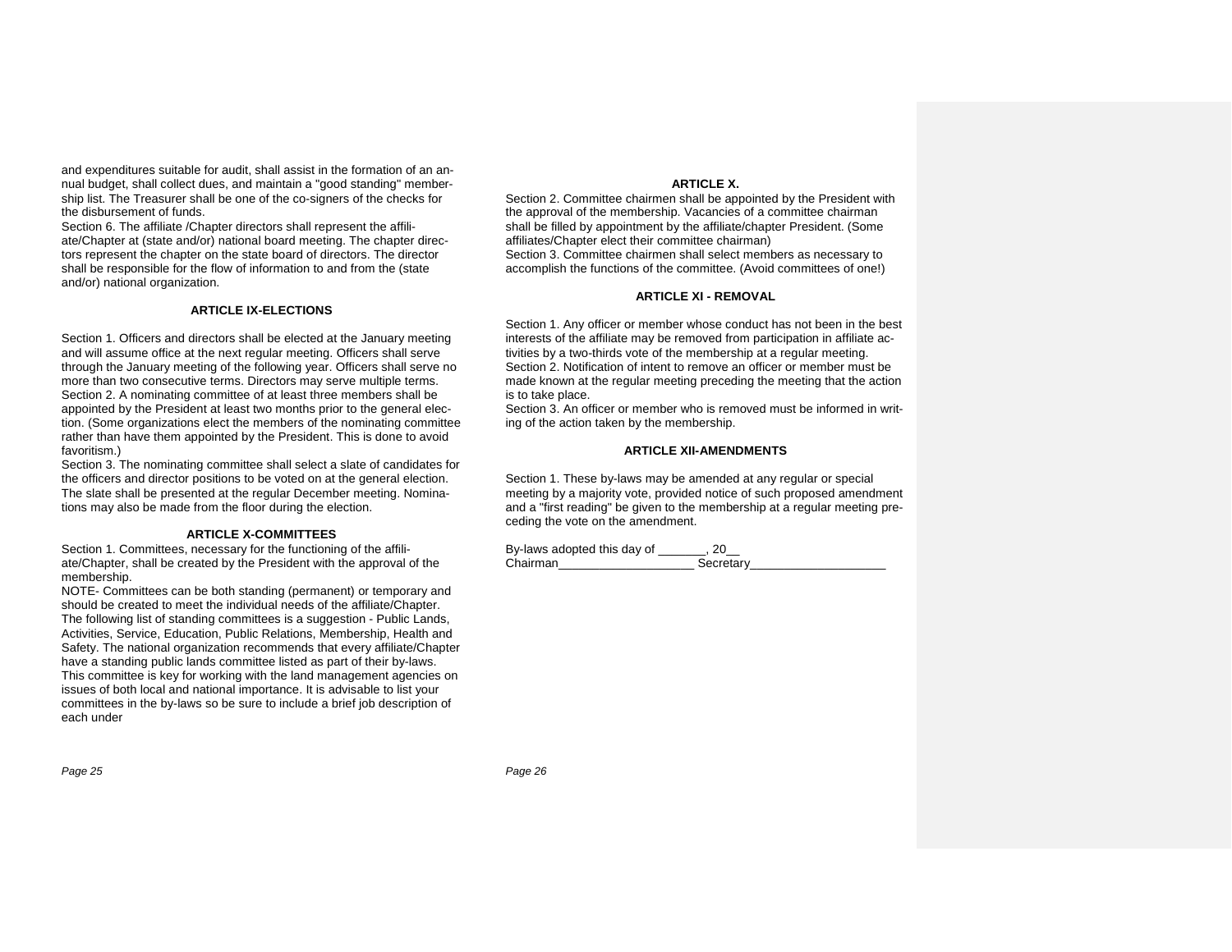and expenditures suitable for audit, shall assist in the formation of an annual budget, shall collect dues, and maintain a "good standing" membership list. The Treasurer shall be one of the co-signers of the checks for the disbursement of funds.

Section 6. The affiliate /Chapter directors shall represent the affiliate/Chapter at (state and/or) national board meeting. The chapter directors represent the chapter on the state board of directors. The director shall be responsible for the flow of information to and from the (state and/or) national organization.

### ARTICLE IX-ELECTIONS

Section 1. Officers and directors shall be elected at the January meeting and will assume office at the next regular meeting. Officers shall serve through the January meeting of the following year. Officers shall serve no more than two consecutive terms. Directors may serve multiple terms.

Section 2. A nominating committee of at least three members shall be appointed by the President at least two months prior to the general election. (Some organizations elect the members of the nominating committee rather than have them appointed by the President. This is done to avoid favoritism.)

Section 3. The nominating committee shall select a slate of candidates for the officers and director positions to be voted on at the general election. The slate shall be presented at the regular December meeting. Nominations may also be made from the floor during the election.

### ARTICLE X-COMMITTEES

Section 1. Committees, necessary for the functioning of the affiliate/Chapter, shall be created by the President with the approval of the membership.

NOTE- Committees can be both standing (permanent) or temporary and should be created to meet the individual needs of the affiliate/Chapter. The following list of standing committees is a suggestion - Public Lands, Activities, Service, Education, Public Relations, Membership, Health and Safety. The national organization recommends that every affiliate/Chapter have a standing public lands committee listed as part of their by-laws. This committee is key for working with the land management agencies on issues of both local and national importance. It is advisable to list your committees in the by-laws so be sure to include a brief job description of each under

### ARTICLE X.

Section 2. Committee chairmen shall be appointed by the President with the approval of the membership. Vacancies of a committee chairman shall be filled by appointment by the affiliate/chapter President. (Some affiliates/Chapter elect their committee chairman)

Section 3. Committee chairmen shall select members as necessary to accomplish the functions of the committee. (Avoid committees of one!)

### ARTICLE XI - REMOVAL

Section 1. Any officer or member whose conduct has not been in the best interests of the affiliate may be removed from participation in affiliate activities by a two-thirds vote of the membership at a regular meeting.

Section 2. Notification of intent to remove an officer or member must be made known at the regular meeting preceding the meeting that the action is to take place.

Section 3. An officer or member who is removed must be informed in writing of the action taken by the membership.

### ARTICLE XII-AMENDMENTS

Section 1. These by-laws may be amended at any regular or special meeting by a majority vote, provided notice of such proposed amendment and a "first reading" be given to the membership at a regular meeting preceding the vote on the amendment.

By-laws adopted this day of _______, 20__

Chairman____________________ Secretary____________________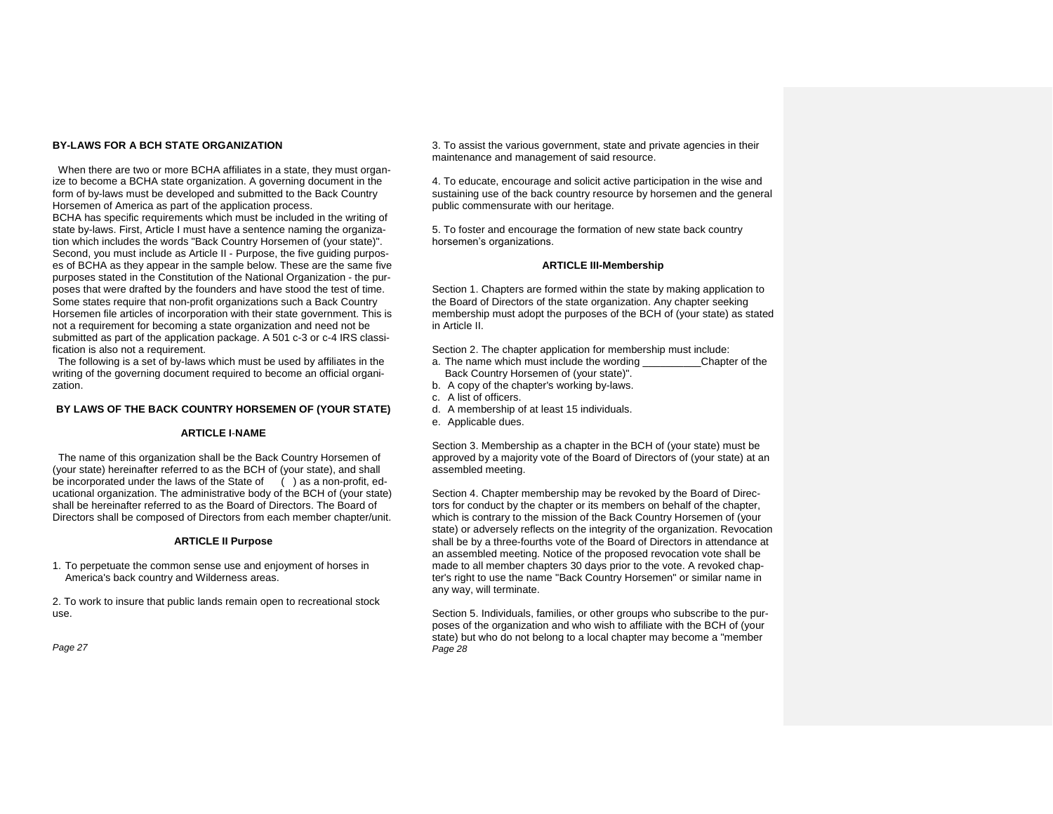**BY-LAWS FOR A BCH STATE ORGANIZATION**

When there are two or more BCHA affiliates in a state, they must organize to become a BCHA state organization. A governing document in the form of by-laws must be developed and submitted to the Back Country Horsemen of America as part of the application process.

BCHA has specific requirements which must be included in the writing of state by-laws. First, Article I must have a sentence naming the organization which includes the words "Back Country Horsemen of (your state)". Second, you must include as Article II - Purpose, the five guiding purposes of BCHA as they appear in the sample below. These are the same five purposes stated in the Constitution of the National Organization - the purposes that were drafted by the founders and have stood the test of time. Some states require that non-profit organizations such a Back Country Horsemen file articles of incorporation with their state government. This is not a requirement for becoming a state organization and need not be submitted as part of the application package. A 501 c-3 or c-4 IRS classification is also not a requirement.

The following is a set of by-laws which must be used by affiliates in the writing of the governing document required to become an official organization.

**BY LAWS OF THE BACK COUNTRY HORSEMEN OF (YOUR STATE)**

**ARTICLE I-NAME**

The name of this organization shall be the Back Country Horsemen of (your state) hereinafter referred to as the BCH of (your state), and shall be incorporated under the laws of the State of ( ) as a non-profit, educational organization. The administrative body of the BCH of (your state) shall be hereinafter referred to as the Board of Directors. The Board of Directors shall be composed of Directors from each member chapter/unit.

**ARTICLE II Purpose**

1. To perpetuate the common sense use and enjoyment of horses in America's back country and Wilderness areas.

2. To work to insure that public lands remain open to recreational stock use.

3. To assist the various government, state and private agencies in their maintenance and management of said resource.

4. To educate, encourage and solicit active participation in the wise and sustaining use of the back country resource by horsemen and the general public commensurate with our heritage.

5. To foster and encourage the formation of new state back country horsemen's organizations.

**ARTICLE III-Membership**

Section 1. Chapters are formed within the state by making application to the Board of Directors of the state organization. Any chapter seeking membership must adopt the purposes of the BCH of (your state) as stated in Article II.

Section 2. The chapter application for membership must include:

a. The name which must include the wording __________Chapter of the Back Country Horsemen of (your state)".
b. A copy of the chapter's working by-laws.
c. A list of officers.
d. A membership of at least 15 individuals.
e. Applicable dues.

Section 3. Membership as a chapter in the BCH of (your state) must be approved by a majority vote of the Board of Directors of (your state) at an assembled meeting.

Section 4. Chapter membership may be revoked by the Board of Directors for conduct by the chapter or its members on behalf of the chapter, which is contrary to the mission of the Back Country Horsemen of (your state) or adversely reflects on the integrity of the organization. Revocation shall be by a three-fourths vote of the Board of Directors in attendance at an assembled meeting. Notice of the proposed revocation vote shall be made to all member chapters 30 days prior to the vote. A revoked chapter's right to use the name "Back Country Horsemen" or similar name in any way, will terminate.

Section 5. Individuals, families, or other groups who subscribe to the purposes of the organization and who wish to affiliate with the BCH of (your state) but who do not belong to a local chapter may become a "member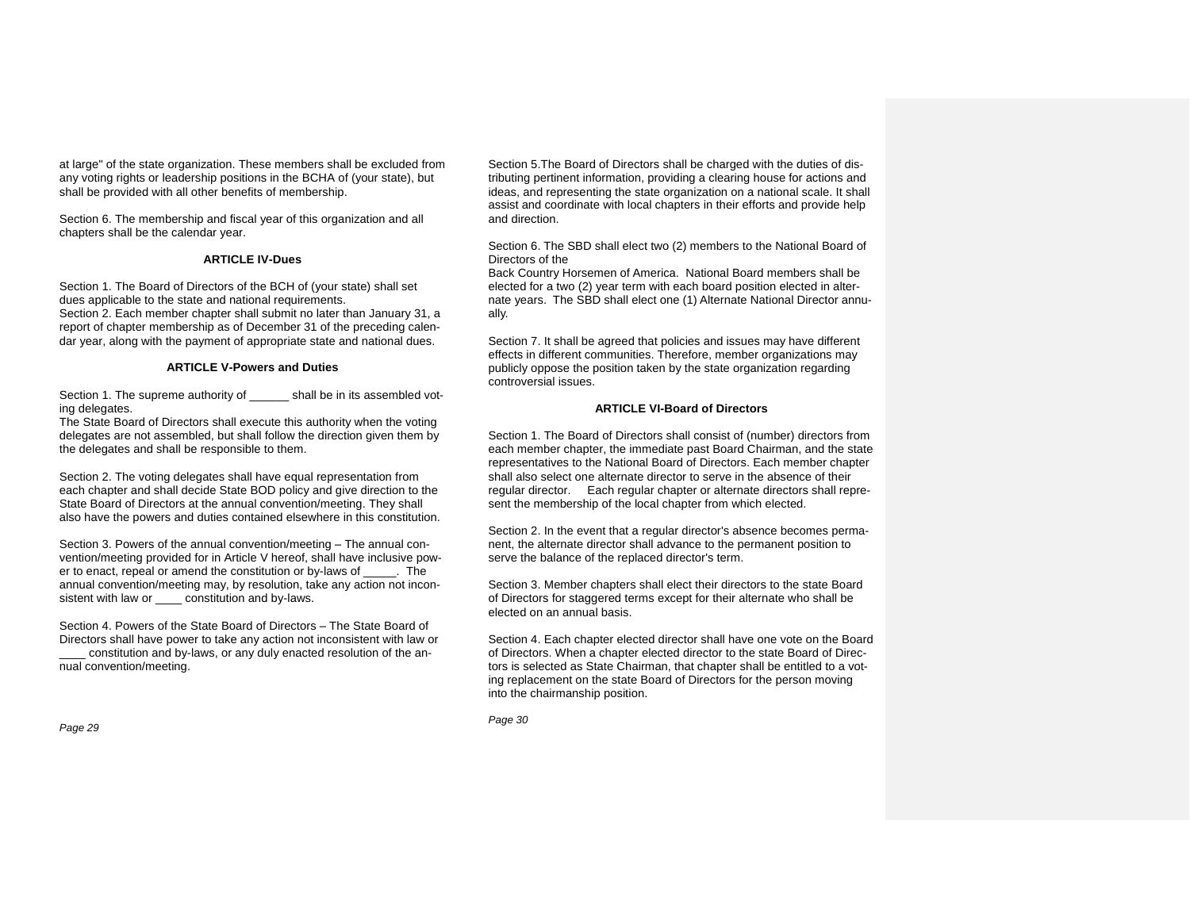at large" of the state organization. These members shall be excluded from any voting rights or leadership positions in the BCHA of (your state), but shall be provided with all other benefits of membership.

Section 6. The membership and fiscal year of this organization and all chapters shall be the calendar year.

### ARTICLE IV-Dues

Section 1. The Board of Directors of the BCH of (your state) shall set dues applicable to the state and national requirements.
Section 2. Each member chapter shall submit no later than January 31, a report of chapter membership as of December 31 of the preceding calendar year, along with the payment of appropriate state and national dues.

### ARTICLE V-Powers and Duties

Section 1. The supreme authority of ______ shall be in its assembled voting delegates.
The State Board of Directors shall execute this authority when the voting delegates are not assembled, but shall follow the direction given them by the delegates and shall be responsible to them.

Section 2. The voting delegates shall have equal representation from each chapter and shall decide State BOD policy and give direction to the State Board of Directors at the annual convention/meeting. They shall also have the powers and duties contained elsewhere in this constitution.

Section 3. Powers of the annual convention/meeting – The annual convention/meeting provided for in Article V hereof, shall have inclusive power to enact, repeal or amend the constitution or by-laws of _____. The annual convention/meeting may, by resolution, take any action not inconsistent with law or ____ constitution and by-laws.

Section 4. Powers of the State Board of Directors – The State Board of Directors shall have power to take any action not inconsistent with law or ____ constitution and by-laws, or any duly enacted resolution of the annual convention/meeting.

Section 5.The Board of Directors shall be charged with the duties of distributing pertinent information, providing a clearing house for actions and ideas, and representing the state organization on a national scale. It shall assist and coordinate with local chapters in their efforts and provide help and direction.

Section 6. The SBD shall elect two (2) members to the National Board of Directors of the
Back Country Horsemen of America. National Board members shall be elected for a two (2) year term with each board position elected in alternate years. The SBD shall elect one (1) Alternate National Director annually.

Section 7. It shall be agreed that policies and issues may have different effects in different communities. Therefore, member organizations may publicly oppose the position taken by the state organization regarding controversial issues.

### ARTICLE VI-Board of Directors

Section 1. The Board of Directors shall consist of (number) directors from each member chapter, the immediate past Board Chairman, and the state representatives to the National Board of Directors. Each member chapter shall also select one alternate director to serve in the absence of their regular director. Each regular chapter or alternate directors shall represent the membership of the local chapter from which elected.

Section 2. In the event that a regular director's absence becomes permanent, the alternate director shall advance to the permanent position to serve the balance of the replaced director's term.

Section 3. Member chapters shall elect their directors to the state Board of Directors for staggered terms except for their alternate who shall be elected on an annual basis.

Section 4. Each chapter elected director shall have one vote on the Board of Directors. When a chapter elected director to the state Board of Directors is selected as State Chairman, that chapter shall be entitled to a voting replacement on the state Board of Directors for the person moving into the chairmanship position.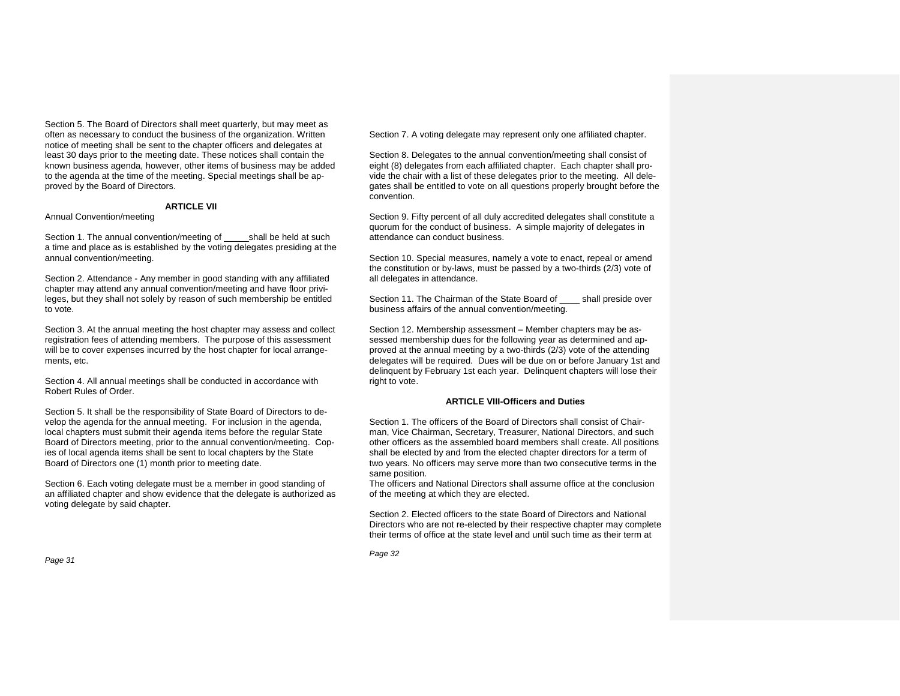Section 5. The Board of Directors shall meet quarterly, but may meet as often as necessary to conduct the business of the organization. Written notice of meeting shall be sent to the chapter officers and delegates at least 30 days prior to the meeting date. These notices shall contain the known business agenda, however, other items of business may be added to the agenda at the time of the meeting. Special meetings shall be approved by the Board of Directors.

**ARTICLE VII**

Annual Convention/meeting

Section 1. The annual convention/meeting of _____shall be held at such a time and place as is established by the voting delegates presiding at the annual convention/meeting.

Section 2. Attendance - Any member in good standing with any affiliated chapter may attend any annual convention/meeting and have floor privileges, but they shall not solely by reason of such membership be entitled to vote.

Section 3. At the annual meeting the host chapter may assess and collect registration fees of attending members. The purpose of this assessment will be to cover expenses incurred by the host chapter for local arrangements, etc.

Section 4. All annual meetings shall be conducted in accordance with Robert Rules of Order.

Section 5. It shall be the responsibility of State Board of Directors to develop the agenda for the annual meeting. For inclusion in the agenda, local chapters must submit their agenda items before the regular State Board of Directors meeting, prior to the annual convention/meeting. Copies of local agenda items shall be sent to local chapters by the State Board of Directors one (1) month prior to meeting date.

Section 6. Each voting delegate must be a member in good standing of an affiliated chapter and show evidence that the delegate is authorized as voting delegate by said chapter.

Section 7. A voting delegate may represent only one affiliated chapter.

Section 8. Delegates to the annual convention/meeting shall consist of eight (8) delegates from each affiliated chapter. Each chapter shall provide the chair with a list of these delegates prior to the meeting. All delegates shall be entitled to vote on all questions properly brought before the convention.

Section 9. Fifty percent of all duly accredited delegates shall constitute a quorum for the conduct of business. A simple majority of delegates in attendance can conduct business.

Section 10. Special measures, namely a vote to enact, repeal or amend the constitution or by-laws, must be passed by a two-thirds (2/3) vote of all delegates in attendance.

Section 11. The Chairman of the State Board of ____ shall preside over business affairs of the annual convention/meeting.

Section 12. Membership assessment – Member chapters may be assessed membership dues for the following year as determined and approved at the annual meeting by a two-thirds (2/3) vote of the attending delegates will be required. Dues will be due on or before January 1st and delinquent by February 1st each year. Delinquent chapters will lose their right to vote.

**ARTICLE VIII-Officers and Duties**

Section 1. The officers of the Board of Directors shall consist of Chairman, Vice Chairman, Secretary, Treasurer, National Directors, and such other officers as the assembled board members shall create. All positions shall be elected by and from the elected chapter directors for a term of two years. No officers may serve more than two consecutive terms in the same position.
The officers and National Directors shall assume office at the conclusion of the meeting at which they are elected.

Section 2. Elected officers to the state Board of Directors and National Directors who are not re-elected by their respective chapter may complete their terms of office at the state level and until such time as their term at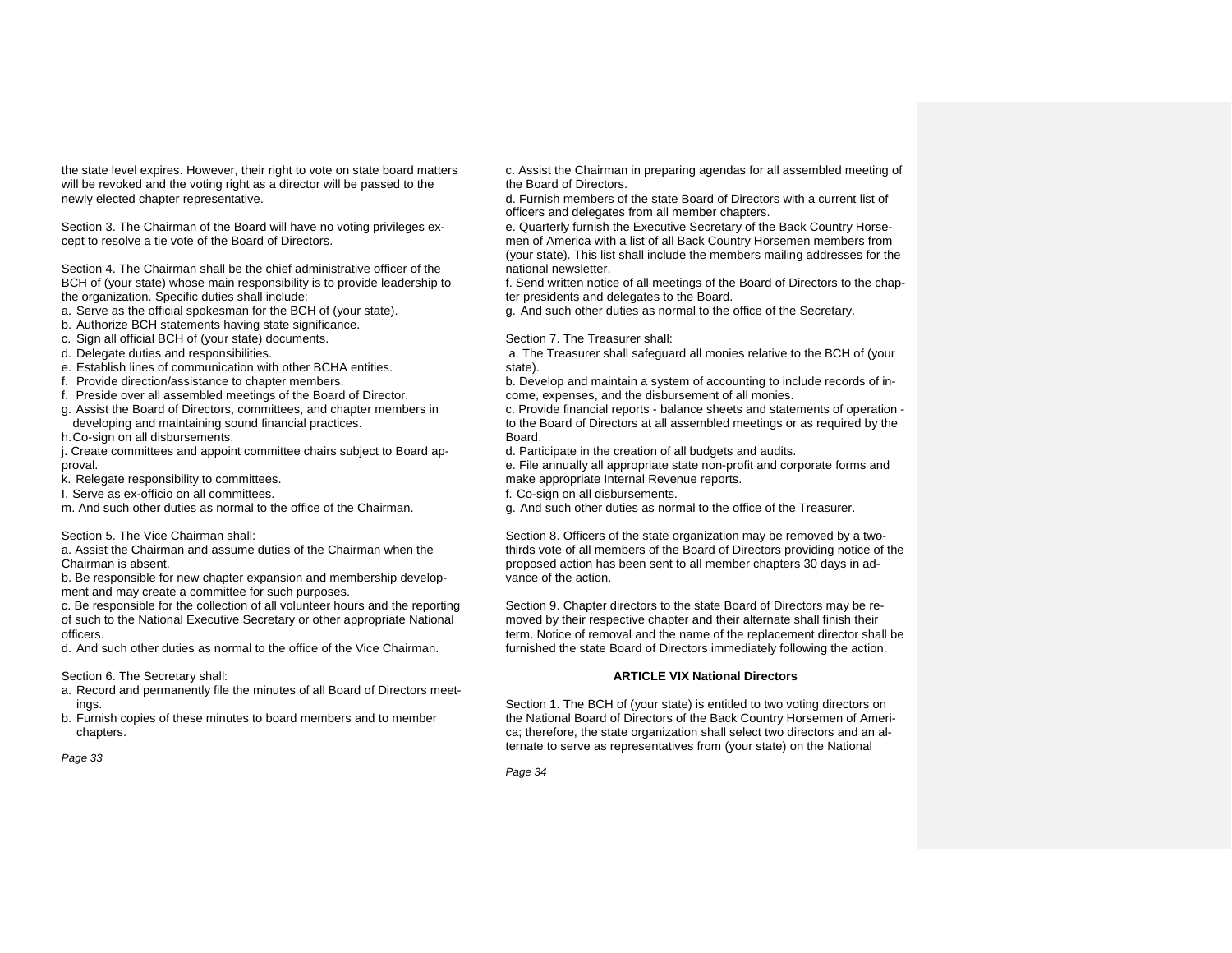the state level expires. However, their right to vote on state board matters will be revoked and the voting right as a director will be passed to the newly elected chapter representative.

Section 3. The Chairman of the Board will have no voting privileges except to resolve a tie vote of the Board of Directors.

Section 4. The Chairman shall be the chief administrative officer of the BCH of (your state) whose main responsibility is to provide leadership to the organization. Specific duties shall include:

a. Serve as the official spokesman for the BCH of (your state).
b. Authorize BCH statements having state significance.
c. Sign all official BCH of (your state) documents.
d. Delegate duties and responsibilities.
e. Establish lines of communication with other BCHA entities.
f. Provide direction/assistance to chapter members.
f. Preside over all assembled meetings of the Board of Director.
g. Assist the Board of Directors, committees, and chapter members in developing and maintaining sound financial practices.
h. Co-sign on all disbursements.
j. Create committees and appoint committee chairs subject to Board approval.
k. Relegate responsibility to committees.
I. Serve as ex-officio on all committees.
m. And such other duties as normal to the office of the Chairman.

Section 5. The Vice Chairman shall:

a. Assist the Chairman and assume duties of the Chairman when the Chairman is absent.
b. Be responsible for new chapter expansion and membership development and may create a committee for such purposes.
c. Be responsible for the collection of all volunteer hours and the reporting of such to the National Executive Secretary or other appropriate National officers.
d. And such other duties as normal to the office of the Vice Chairman.

Section 6. The Secretary shall:

a. Record and permanently file the minutes of all Board of Directors meetings.
b. Furnish copies of these minutes to board members and to member chapters.
c. Assist the Chairman in preparing agendas for all assembled meeting of the Board of Directors.
d. Furnish members of the state Board of Directors with a current list of officers and delegates from all member chapters.
e. Quarterly furnish the Executive Secretary of the Back Country Horsemen of America with a list of all Back Country Horsemen members from (your state). This list shall include the members mailing addresses for the national newsletter.
f. Send written notice of all meetings of the Board of Directors to the chapter presidents and delegates to the Board.
g. And such other duties as normal to the office of the Secretary.

Section 7. The Treasurer shall:

a. The Treasurer shall safeguard all monies relative to the BCH of (your state).
b. Develop and maintain a system of accounting to include records of income, expenses, and the disbursement of all monies.
c. Provide financial reports - balance sheets and statements of operation - to the Board of Directors at all assembled meetings or as required by the Board.
d. Participate in the creation of all budgets and audits.
e. File annually all appropriate state non-profit and corporate forms and make appropriate Internal Revenue reports.
f. Co-sign on all disbursements.
g. And such other duties as normal to the office of the Treasurer.

Section 8. Officers of the state organization may be removed by a two-thirds vote of all members of the Board of Directors providing notice of the proposed action has been sent to all member chapters 30 days in advance of the action.

Section 9. Chapter directors to the state Board of Directors may be removed by their respective chapter and their alternate shall finish their term. Notice of removal and the name of the replacement director shall be furnished the state Board of Directors immediately following the action.

**ARTICLE VIX National Directors**

Section 1. The BCH of (your state) is entitled to two voting directors on the National Board of Directors of the Back Country Horsemen of America; therefore, the state organization shall select two directors and an alternate to serve as representatives from (your state) on the National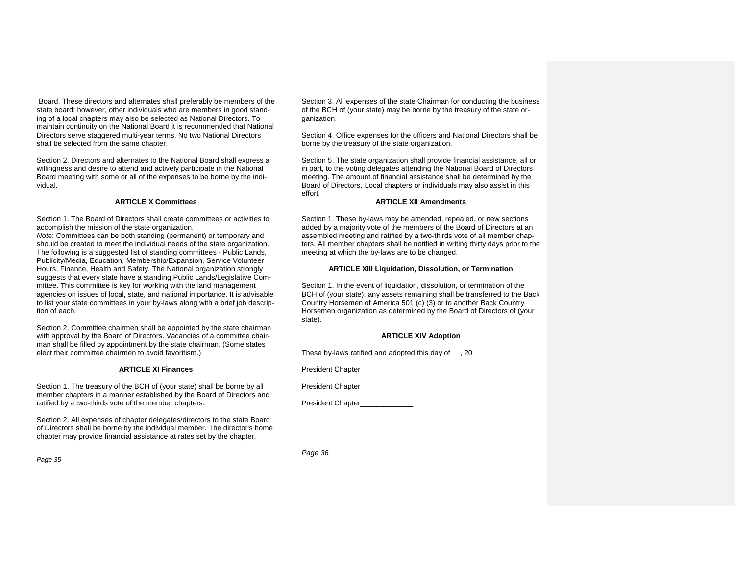Board. These directors and alternates shall preferably be members of the state board; however, other individuals who are members in good standing of a local chapters may also be selected as National Directors. To maintain continuity on the National Board it is recommended that National Directors serve staggered multi-year terms. No two National Directors shall be selected from the same chapter.

Section 2. Directors and alternates to the National Board shall express a willingness and desire to attend and actively participate in the National Board meeting with some or all of the expenses to be borne by the individual.

**ARTICLE X Committees**

Section 1. The Board of Directors shall create committees or activities to accomplish the mission of the state organization.
*Note*: Committees can be both standing (permanent) or temporary and should be created to meet the individual needs of the state organization. The following is a suggested list of standing committees - Public Lands, Publicity/Media, Education, Membership/Expansion, Service Volunteer Hours, Finance, Health and Safety. The National organization strongly suggests that every state have a standing Public Lands/Legislative Committee. This committee is key for working with the land management agencies on issues of local, state, and national importance. It is advisable to list your state committees in your by-laws along with a brief job description of each.

Section 2. Committee chairmen shall be appointed by the state chairman with approval by the Board of Directors. Vacancies of a committee chairman shall be filled by appointment by the state chairman. (Some states elect their committee chairmen to avoid favoritism.)

**ARTICLE XI Finances**

Section 1. The treasury of the BCH of (your state) shall be borne by all member chapters in a manner established by the Board of Directors and ratified by a two-thirds vote of the member chapters.

Section 2. All expenses of chapter delegates/directors to the state Board of Directors shall be borne by the individual member. The director's home chapter may provide financial assistance at rates set by the chapter.

Section 3. All expenses of the state Chairman for conducting the business of the BCH of (your state) may be borne by the treasury of the state organization.

Section 4. Office expenses for the officers and National Directors shall be borne by the treasury of the state organization.

Section 5. The state organization shall provide financial assistance, all or in part, to the voting delegates attending the National Board of Directors meeting. The amount of financial assistance shall be determined by the Board of Directors. Local chapters or individuals may also assist in this effort.

**ARTICLE XII Amendments**

Section 1. These by-laws may be amended, repealed, or new sections added by a majority vote of the members of the Board of Directors at an assembled meeting and ratified by a two-thirds vote of all member chapters. All member chapters shall be notified in writing thirty days prior to the meeting at which the by-laws are to be changed.

**ARTICLE XIII Liquidation, Dissolution, or Termination**

Section 1. In the event of liquidation, dissolution, or termination of the BCH of (your state), any assets remaining shall be transferred to the Back Country Horsemen of America 501 (c) (3) or to another Back Country Horsemen organization as determined by the Board of Directors of (your state).

**ARTICLE XIV Adoption**

These by-laws ratified and adopted this day of , 20__

President Chapter_____________

President Chapter_____________

President Chapter_____________